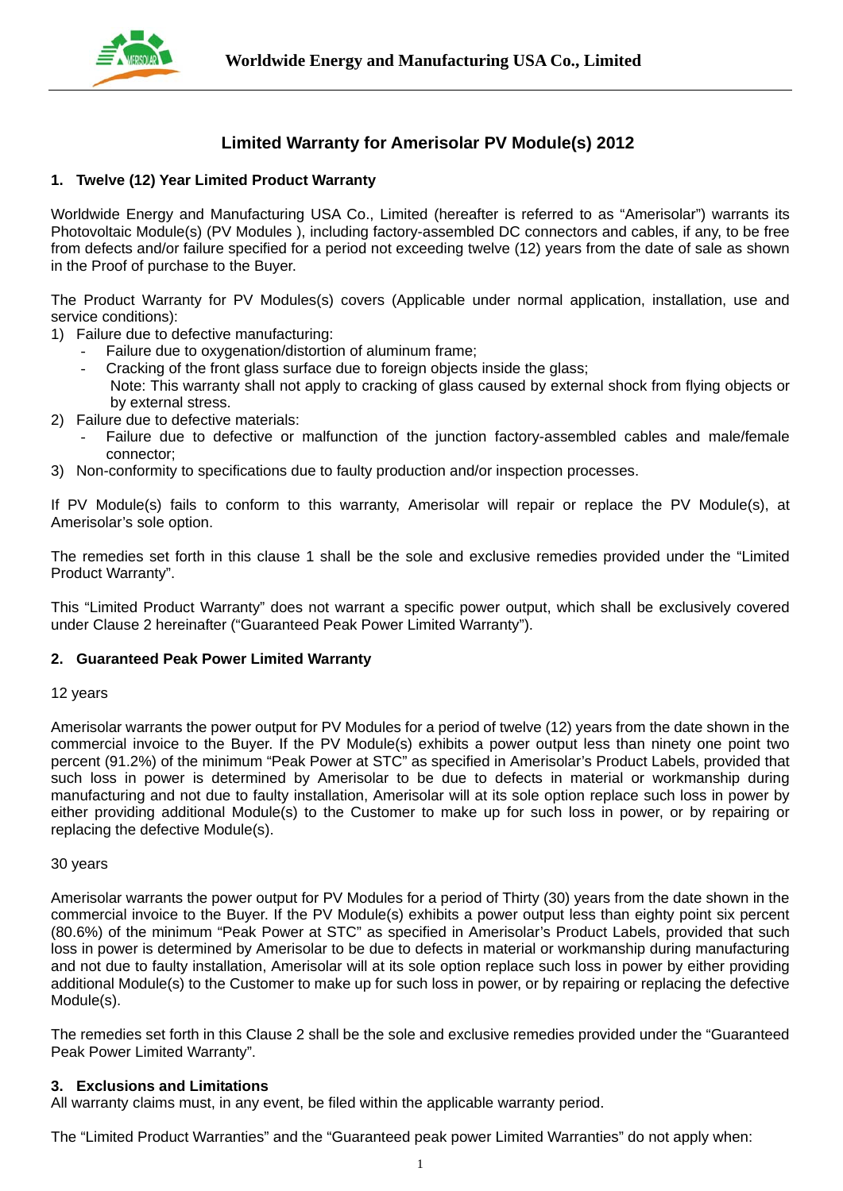# Limited Warranty for Amerisolar PV Module(s) 2012

## 1. Twelve (12) Year Limited Product Warranty

Worldwide Energy and Manufacturing USA Co., Limited (hereafter is referred to as "Amerisolar") warrants its Photovoltaic Module(s) (PV Modules ), including factory-assembled DC connectors and cables, if any, to be free from defects and/or failure specified for a period not exceeding twelve (12) years from the date of sale as shown in the Proof of purchase to the Buyer.

The Product Warranty for PV Modules(s) covers (Applicable under normal application, installation, use and service conditions):

1) Failure due to defective manufacturing:
   - Failure due to oxygenation/distortion of aluminum frame;
   - Cracking of the front glass surface due to foreign objects inside the glass;
     Note: This warranty shall not apply to cracking of glass caused by external shock from flying objects or by external stress.
2) Failure due to defective materials:
   - Failure due to defective or malfunction of the junction factory-assembled cables and male/female connector;
3) Non-conformity to specifications due to faulty production and/or inspection processes.

If PV Module(s) fails to conform to this warranty, Amerisolar will repair or replace the PV Module(s), at Amerisolar's sole option.

The remedies set forth in this clause 1 shall be the sole and exclusive remedies provided under the "Limited Product Warranty".

This "Limited Product Warranty" does not warrant a specific power output, which shall be exclusively covered under Clause 2 hereinafter ("Guaranteed Peak Power Limited Warranty").

## 2. Guaranteed Peak Power Limited Warranty

12 years

Amerisolar warrants the power output for PV Modules for a period of twelve (12) years from the date shown in the commercial invoice to the Buyer. If the PV Module(s) exhibits a power output less than ninety one point two percent (91.2%) of the minimum "Peak Power at STC" as specified in Amerisolar's Product Labels, provided that such loss in power is determined by Amerisolar to be due to defects in material or workmanship during manufacturing and not due to faulty installation, Amerisolar will at its sole option replace such loss in power by either providing additional Module(s) to the Customer to make up for such loss in power, or by repairing or replacing the defective Module(s).

30 years

Amerisolar warrants the power output for PV Modules for a period of Thirty (30) years from the date shown in the commercial invoice to the Buyer. If the PV Module(s) exhibits a power output less than eighty point six percent (80.6%) of the minimum "Peak Power at STC" as specified in Amerisolar's Product Labels, provided that such loss in power is determined by Amerisolar to be due to defects in material or workmanship during manufacturing and not due to faulty installation, Amerisolar will at its sole option replace such loss in power by either providing additional Module(s) to the Customer to make up for such loss in power, or by repairing or replacing the defective Module(s).

The remedies set forth in this Clause 2 shall be the sole and exclusive remedies provided under the "Guaranteed Peak Power Limited Warranty".

## 3. Exclusions and Limitations

All warranty claims must, in any event, be filed within the applicable warranty period.

The "Limited Product Warranties" and the "Guaranteed peak power Limited Warranties" do not apply when: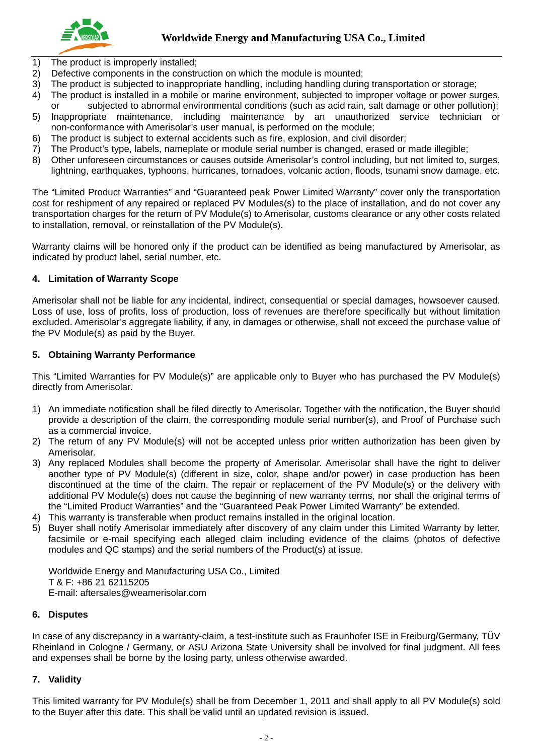1) The product is improperly installed;
2) Defective components in the construction on which the module is mounted;
3) The product is subjected to inappropriate handling, including handling during transportation or storage;
4) The product is installed in a mobile or marine environment, subjected to improper voltage or power surges, or subjected to abnormal environmental conditions (such as acid rain, salt damage or other pollution);
5) Inappropriate maintenance, including maintenance by an unauthorized service technician or non-conformance with Amerisolar's user manual, is performed on the module;
6) The product is subject to external accidents such as fire, explosion, and civil disorder;
7) The Product's type, labels, nameplate or module serial number is changed, erased or made illegible;
8) Other unforeseen circumstances or causes outside Amerisolar's control including, but not limited to, surges, lightning, earthquakes, typhoons, hurricanes, tornadoes, volcanic action, floods, tsunami snow damage, etc.

The "Limited Product Warranties" and "Guaranteed peak Power Limited Warranty" cover only the transportation cost for reshipment of any repaired or replaced PV Modules(s) to the place of installation, and do not cover any transportation charges for the return of PV Module(s) to Amerisolar, customs clearance or any other costs related to installation, removal, or reinstallation of the PV Module(s).

Warranty claims will be honored only if the product can be identified as being manufactured by Amerisolar, as indicated by product label, serial number, etc.

## 4. Limitation of Warranty Scope

Amerisolar shall not be liable for any incidental, indirect, consequential or special damages, howsoever caused. Loss of use, loss of profits, loss of production, loss of revenues are therefore specifically but without limitation excluded. Amerisolar's aggregate liability, if any, in damages or otherwise, shall not exceed the purchase value of the PV Module(s) as paid by the Buyer.

## 5. Obtaining Warranty Performance

This "Limited Warranties for PV Module(s)" are applicable only to Buyer who has purchased the PV Module(s) directly from Amerisolar.

1) An immediate notification shall be filed directly to Amerisolar. Together with the notification, the Buyer should provide a description of the claim, the corresponding module serial number(s), and Proof of Purchase such as a commercial invoice.
2) The return of any PV Module(s) will not be accepted unless prior written authorization has been given by Amerisolar.
3) Any replaced Modules shall become the property of Amerisolar. Amerisolar shall have the right to deliver another type of PV Module(s) (different in size, color, shape and/or power) in case production has been discontinued at the time of the claim. The repair or replacement of the PV Module(s) or the delivery with additional PV Module(s) does not cause the beginning of new warranty terms, nor shall the original terms of the "Limited Product Warranties" and the "Guaranteed Peak Power Limited Warranty" be extended.
4) This warranty is transferable when product remains installed in the original location.
5) Buyer shall notify Amerisolar immediately after discovery of any claim under this Limited Warranty by letter, facsimile or e-mail specifying each alleged claim including evidence of the claims (photos of defective modules and QC stamps) and the serial numbers of the Product(s) at issue.

   Worldwide Energy and Manufacturing USA Co., Limited
   T & F: +86 21 62115205
   E-mail: aftersales@weamerisolar.com

## 6. Disputes

In case of any discrepancy in a warranty-claim, a test-institute such as Fraunhofer ISE in Freiburg/Germany, TÜV Rheinland in Cologne / Germany, or ASU Arizona State University shall be involved for final judgment. All fees and expenses shall be borne by the losing party, unless otherwise awarded.

## 7. Validity

This limited warranty for PV Module(s) shall be from December 1, 2011 and shall apply to all PV Module(s) sold to the Buyer after this date. This shall be valid until an updated revision is issued.